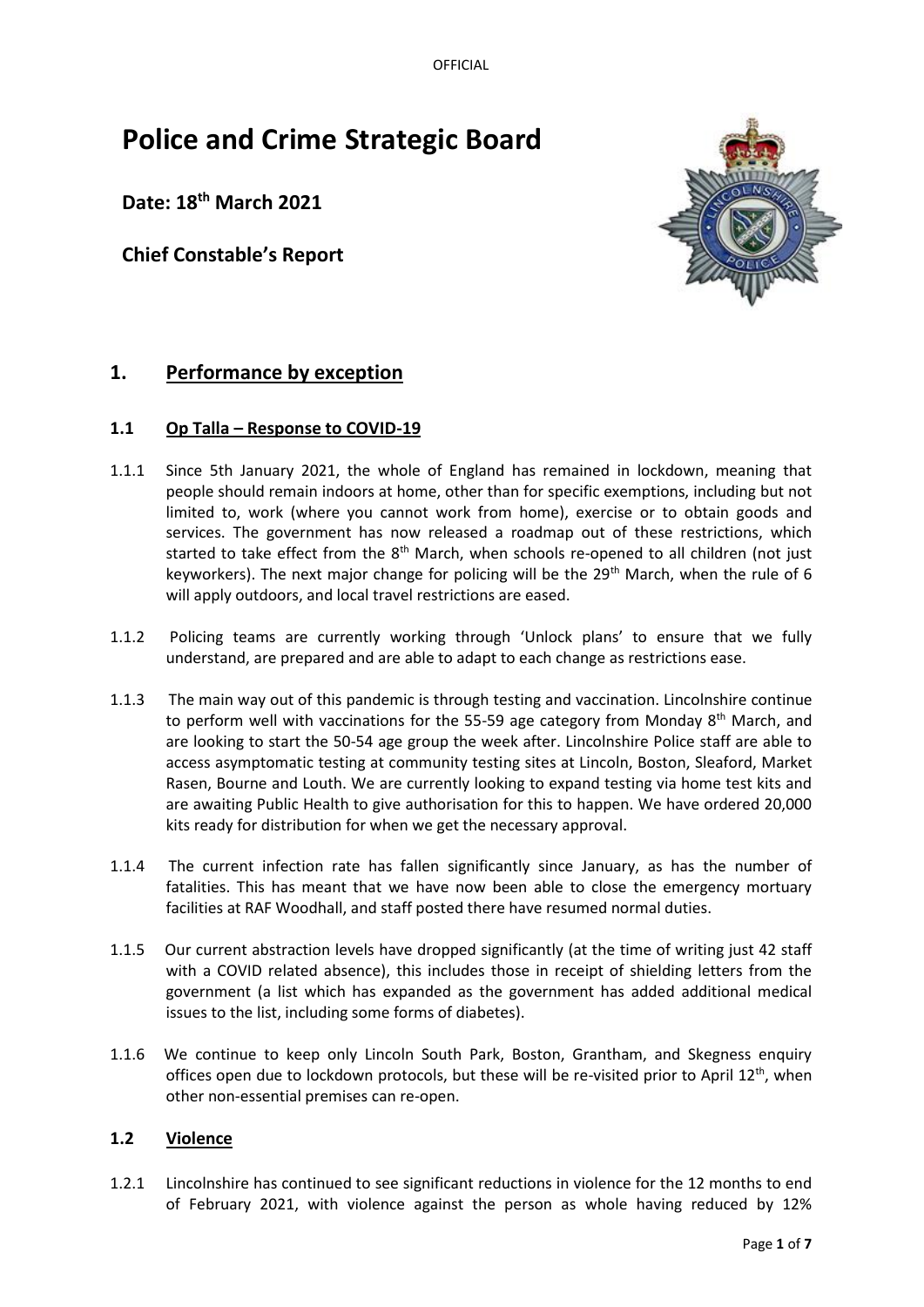OFFICIAL

# Police and Crime Strategic Board

**Date: 18th March 2021**

**Chief Constable's Report**

## 1. Performance by exception

### 1.1 Op Talla – Response to COVID-19

1.1.1 Since 5th January 2021, the whole of England has remained in lockdown, meaning that people should remain indoors at home, other than for specific exemptions, including but not limited to, work (where you cannot work from home), exercise or to obtain goods and services. The government has now released a roadmap out of these restrictions, which started to take effect from the 8th March, when schools re-opened to all children (not just keyworkers). The next major change for policing will be the 29th March, when the rule of 6 will apply outdoors, and local travel restrictions are eased.

1.1.2 Policing teams are currently working through 'Unlock plans' to ensure that we fully understand, are prepared and are able to adapt to each change as restrictions ease.

1.1.3 The main way out of this pandemic is through testing and vaccination. Lincolnshire continue to perform well with vaccinations for the 55-59 age category from Monday 8th March, and are looking to start the 50-54 age group the week after. Lincolnshire Police staff are able to access asymptomatic testing at community testing sites at Lincoln, Boston, Sleaford, Market Rasen, Bourne and Louth. We are currently looking to expand testing via home test kits and are awaiting Public Health to give authorisation for this to happen. We have ordered 20,000 kits ready for distribution for when we get the necessary approval.

1.1.4 The current infection rate has fallen significantly since January, as has the number of fatalities. This has meant that we have now been able to close the emergency mortuary facilities at RAF Woodhall, and staff posted there have resumed normal duties.

1.1.5 Our current abstraction levels have dropped significantly (at the time of writing just 42 staff with a COVID related absence), this includes those in receipt of shielding letters from the government (a list which has expanded as the government has added additional medical issues to the list, including some forms of diabetes).

1.1.6 We continue to keep only Lincoln South Park, Boston, Grantham, and Skegness enquiry offices open due to lockdown protocols, but these will be re-visited prior to April 12th, when other non-essential premises can re-open.

### 1.2 Violence

1.2.1 Lincolnshire has continued to see significant reductions in violence for the 12 months to end of February 2021, with violence against the person as whole having reduced by 12%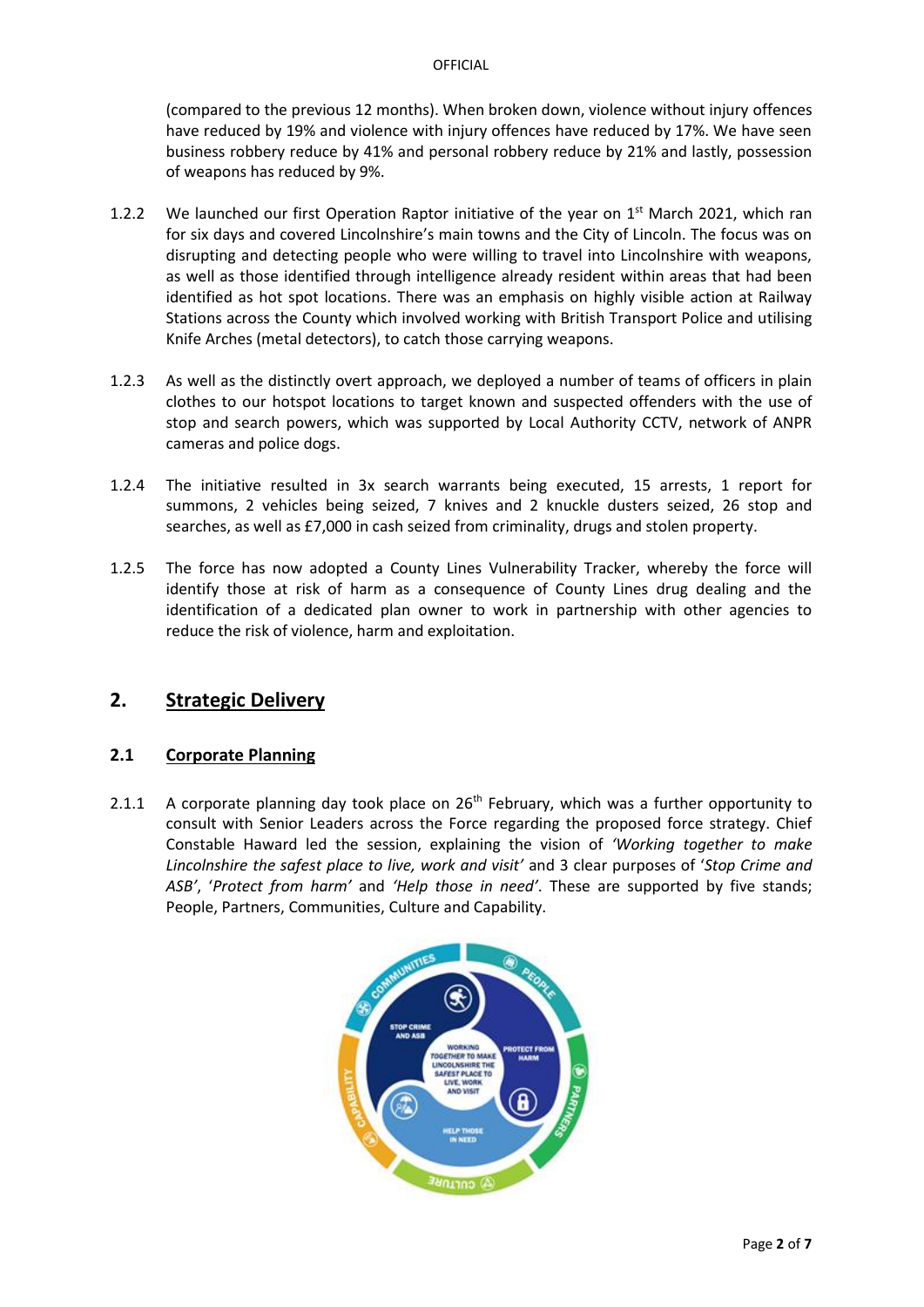(compared to the previous 12 months). When broken down, violence without injury offences have reduced by 19% and violence with injury offences have reduced by 17%. We have seen business robbery reduce by 41% and personal robbery reduce by 21% and lastly, possession of weapons has reduced by 9%.

1.2.2 We launched our first Operation Raptor initiative of the year on 1st March 2021, which ran for six days and covered Lincolnshire's main towns and the City of Lincoln. The focus was on disrupting and detecting people who were willing to travel into Lincolnshire with weapons, as well as those identified through intelligence already resident within areas that had been identified as hot spot locations. There was an emphasis on highly visible action at Railway Stations across the County which involved working with British Transport Police and utilising Knife Arches (metal detectors), to catch those carrying weapons.

1.2.3 As well as the distinctly overt approach, we deployed a number of teams of officers in plain clothes to our hotspot locations to target known and suspected offenders with the use of stop and search powers, which was supported by Local Authority CCTV, network of ANPR cameras and police dogs.

1.2.4 The initiative resulted in 3x search warrants being executed, 15 arrests, 1 report for summons, 2 vehicles being seized, 7 knives and 2 knuckle dusters seized, 26 stop and searches, as well as £7,000 in cash seized from criminality, drugs and stolen property.

1.2.5 The force has now adopted a County Lines Vulnerability Tracker, whereby the force will identify those at risk of harm as a consequence of County Lines drug dealing and the identification of a dedicated plan owner to work in partnership with other agencies to reduce the risk of violence, harm and exploitation.

## 2. Strategic Delivery

### 2.1 Corporate Planning

2.1.1 A corporate planning day took place on 26th February, which was a further opportunity to consult with Senior Leaders across the Force regarding the proposed force strategy. Chief Constable Haward led the session, explaining the vision of *'Working together to make Lincolnshire the safest place to live, work and visit'* and 3 clear purposes of '*Stop Crime and ASB*', '*Protect from harm*' and *'Help those in need'*. These are supported by five stands; People, Partners, Communities, Culture and Capability.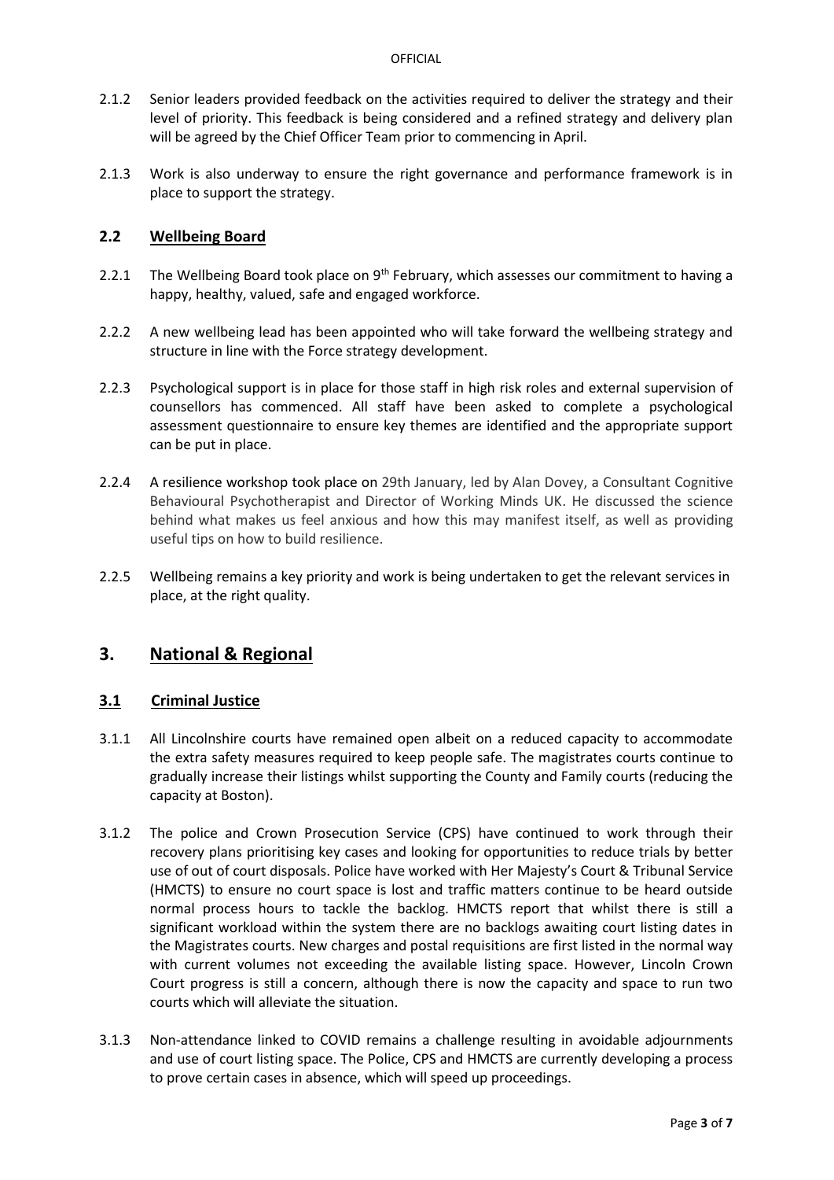2.1.2 Senior leaders provided feedback on the activities required to deliver the strategy and their level of priority. This feedback is being considered and a refined strategy and delivery plan will be agreed by the Chief Officer Team prior to commencing in April.

2.1.3 Work is also underway to ensure the right governance and performance framework is in place to support the strategy.

### 2.2 Wellbeing Board

2.2.1 The Wellbeing Board took place on 9th February, which assesses our commitment to having a happy, healthy, valued, safe and engaged workforce.

2.2.2 A new wellbeing lead has been appointed who will take forward the wellbeing strategy and structure in line with the Force strategy development.

2.2.3 Psychological support is in place for those staff in high risk roles and external supervision of counsellors has commenced. All staff have been asked to complete a psychological assessment questionnaire to ensure key themes are identified and the appropriate support can be put in place.

2.2.4 A resilience workshop took place on 29th January, led by Alan Dovey, a Consultant Cognitive Behavioural Psychotherapist and Director of Working Minds UK. He discussed the science behind what makes us feel anxious and how this may manifest itself, as well as providing useful tips on how to build resilience.

2.2.5 Wellbeing remains a key priority and work is being undertaken to get the relevant services in place, at the right quality.

## 3. National & Regional

### 3.1 Criminal Justice

3.1.1 All Lincolnshire courts have remained open albeit on a reduced capacity to accommodate the extra safety measures required to keep people safe. The magistrates courts continue to gradually increase their listings whilst supporting the County and Family courts (reducing the capacity at Boston).

3.1.2 The police and Crown Prosecution Service (CPS) have continued to work through their recovery plans prioritising key cases and looking for opportunities to reduce trials by better use of out of court disposals. Police have worked with Her Majesty's Court & Tribunal Service (HMCTS) to ensure no court space is lost and traffic matters continue to be heard outside normal process hours to tackle the backlog. HMCTS report that whilst there is still a significant workload within the system there are no backlogs awaiting court listing dates in the Magistrates courts. New charges and postal requisitions are first listed in the normal way with current volumes not exceeding the available listing space. However, Lincoln Crown Court progress is still a concern, although there is now the capacity and space to run two courts which will alleviate the situation.

3.1.3 Non-attendance linked to COVID remains a challenge resulting in avoidable adjournments and use of court listing space. The Police, CPS and HMCTS are currently developing a process to prove certain cases in absence, which will speed up proceedings.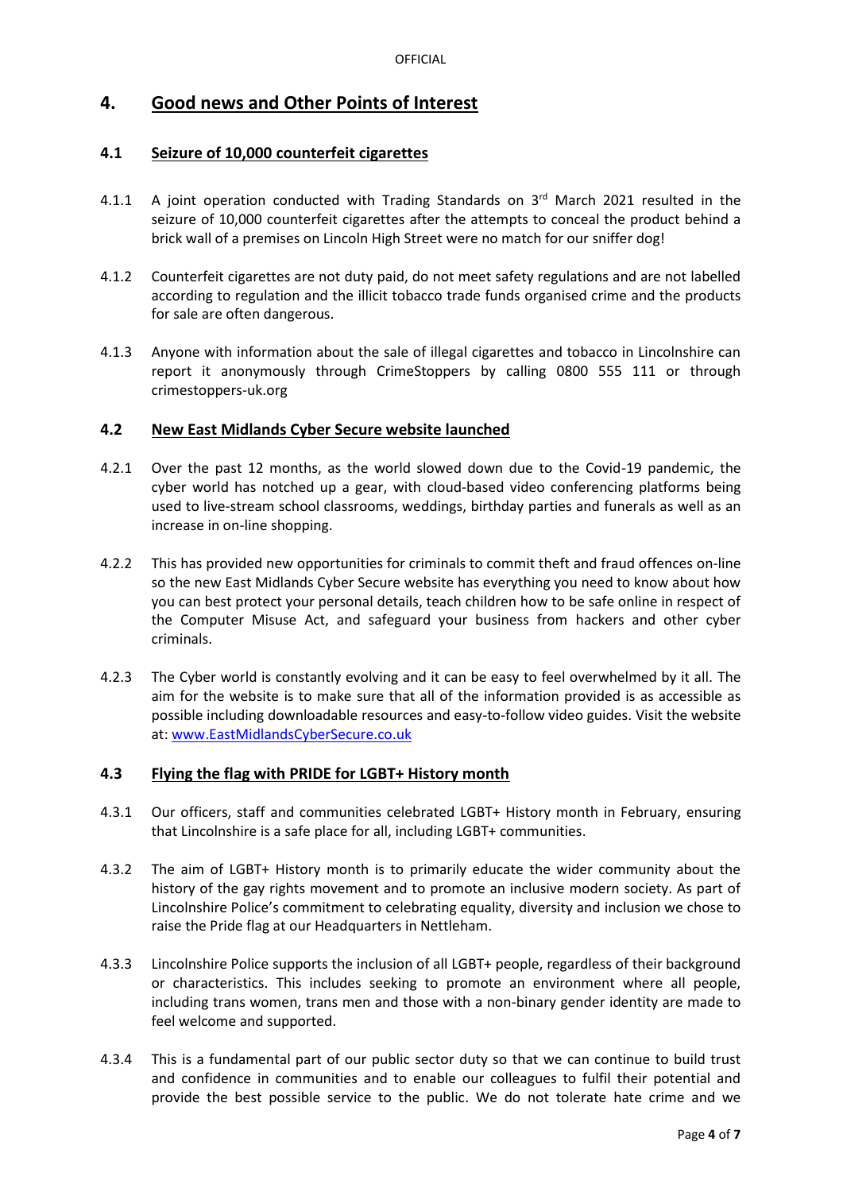## 4. Good news and Other Points of Interest

### 4.1 Seizure of 10,000 counterfeit cigarettes

4.1.1 A joint operation conducted with Trading Standards on 3rd March 2021 resulted in the seizure of 10,000 counterfeit cigarettes after the attempts to conceal the product behind a brick wall of a premises on Lincoln High Street were no match for our sniffer dog!

4.1.2 Counterfeit cigarettes are not duty paid, do not meet safety regulations and are not labelled according to regulation and the illicit tobacco trade funds organised crime and the products for sale are often dangerous.

4.1.3 Anyone with information about the sale of illegal cigarettes and tobacco in Lincolnshire can report it anonymously through CrimeStoppers by calling 0800 555 111 or through crimestoppers-uk.org

### 4.2 New East Midlands Cyber Secure website launched

4.2.1 Over the past 12 months, as the world slowed down due to the Covid-19 pandemic, the cyber world has notched up a gear, with cloud-based video conferencing platforms being used to live-stream school classrooms, weddings, birthday parties and funerals as well as an increase in on-line shopping.

4.2.2 This has provided new opportunities for criminals to commit theft and fraud offences on-line so the new East Midlands Cyber Secure website has everything you need to know about how you can best protect your personal details, teach children how to be safe online in respect of the Computer Misuse Act, and safeguard your business from hackers and other cyber criminals.

4.2.3 The Cyber world is constantly evolving and it can be easy to feel overwhelmed by it all. The aim for the website is to make sure that all of the information provided is as accessible as possible including downloadable resources and easy-to-follow video guides. Visit the website at: [www.EastMidlandsCyberSecure.co.uk](http://www.EastMidlandsCyberSecure.co.uk)

### 4.3 Flying the flag with PRIDE for LGBT+ History month

4.3.1 Our officers, staff and communities celebrated LGBT+ History month in February, ensuring that Lincolnshire is a safe place for all, including LGBT+ communities.

4.3.2 The aim of LGBT+ History month is to primarily educate the wider community about the history of the gay rights movement and to promote an inclusive modern society. As part of Lincolnshire Police's commitment to celebrating equality, diversity and inclusion we chose to raise the Pride flag at our Headquarters in Nettleham.

4.3.3 Lincolnshire Police supports the inclusion of all LGBT+ people, regardless of their background or characteristics. This includes seeking to promote an environment where all people, including trans women, trans men and those with a non-binary gender identity are made to feel welcome and supported.

4.3.4 This is a fundamental part of our public sector duty so that we can continue to build trust and confidence in communities and to enable our colleagues to fulfil their potential and provide the best possible service to the public. We do not tolerate hate crime and we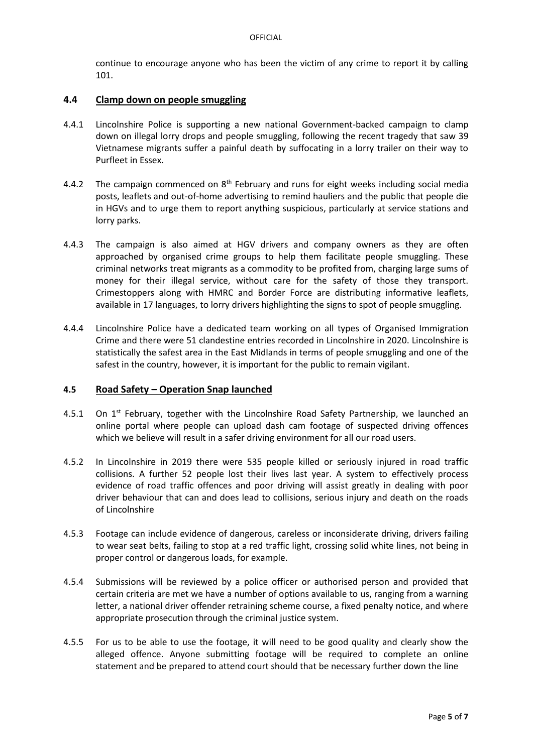continue to encourage anyone who has been the victim of any crime to report it by calling 101.

### 4.4 Clamp down on people smuggling

4.4.1 Lincolnshire Police is supporting a new national Government-backed campaign to clamp down on illegal lorry drops and people smuggling, following the recent tragedy that saw 39 Vietnamese migrants suffer a painful death by suffocating in a lorry trailer on their way to Purfleet in Essex.

4.4.2 The campaign commenced on 8th February and runs for eight weeks including social media posts, leaflets and out-of-home advertising to remind hauliers and the public that people die in HGVs and to urge them to report anything suspicious, particularly at service stations and lorry parks.

4.4.3 The campaign is also aimed at HGV drivers and company owners as they are often approached by organised crime groups to help them facilitate people smuggling. These criminal networks treat migrants as a commodity to be profited from, charging large sums of money for their illegal service, without care for the safety of those they transport. Crimestoppers along with HMRC and Border Force are distributing informative leaflets, available in 17 languages, to lorry drivers highlighting the signs to spot of people smuggling.

4.4.4 Lincolnshire Police have a dedicated team working on all types of Organised Immigration Crime and there were 51 clandestine entries recorded in Lincolnshire in 2020. Lincolnshire is statistically the safest area in the East Midlands in terms of people smuggling and one of the safest in the country, however, it is important for the public to remain vigilant.

### 4.5 Road Safety – Operation Snap launched

4.5.1 On 1st February, together with the Lincolnshire Road Safety Partnership, we launched an online portal where people can upload dash cam footage of suspected driving offences which we believe will result in a safer driving environment for all our road users.

4.5.2 In Lincolnshire in 2019 there were 535 people killed or seriously injured in road traffic collisions. A further 52 people lost their lives last year. A system to effectively process evidence of road traffic offences and poor driving will assist greatly in dealing with poor driver behaviour that can and does lead to collisions, serious injury and death on the roads of Lincolnshire

4.5.3 Footage can include evidence of dangerous, careless or inconsiderate driving, drivers failing to wear seat belts, failing to stop at a red traffic light, crossing solid white lines, not being in proper control or dangerous loads, for example.

4.5.4 Submissions will be reviewed by a police officer or authorised person and provided that certain criteria are met we have a number of options available to us, ranging from a warning letter, a national driver offender retraining scheme course, a fixed penalty notice, and where appropriate prosecution through the criminal justice system.

4.5.5 For us to be able to use the footage, it will need to be good quality and clearly show the alleged offence. Anyone submitting footage will be required to complete an online statement and be prepared to attend court should that be necessary further down the line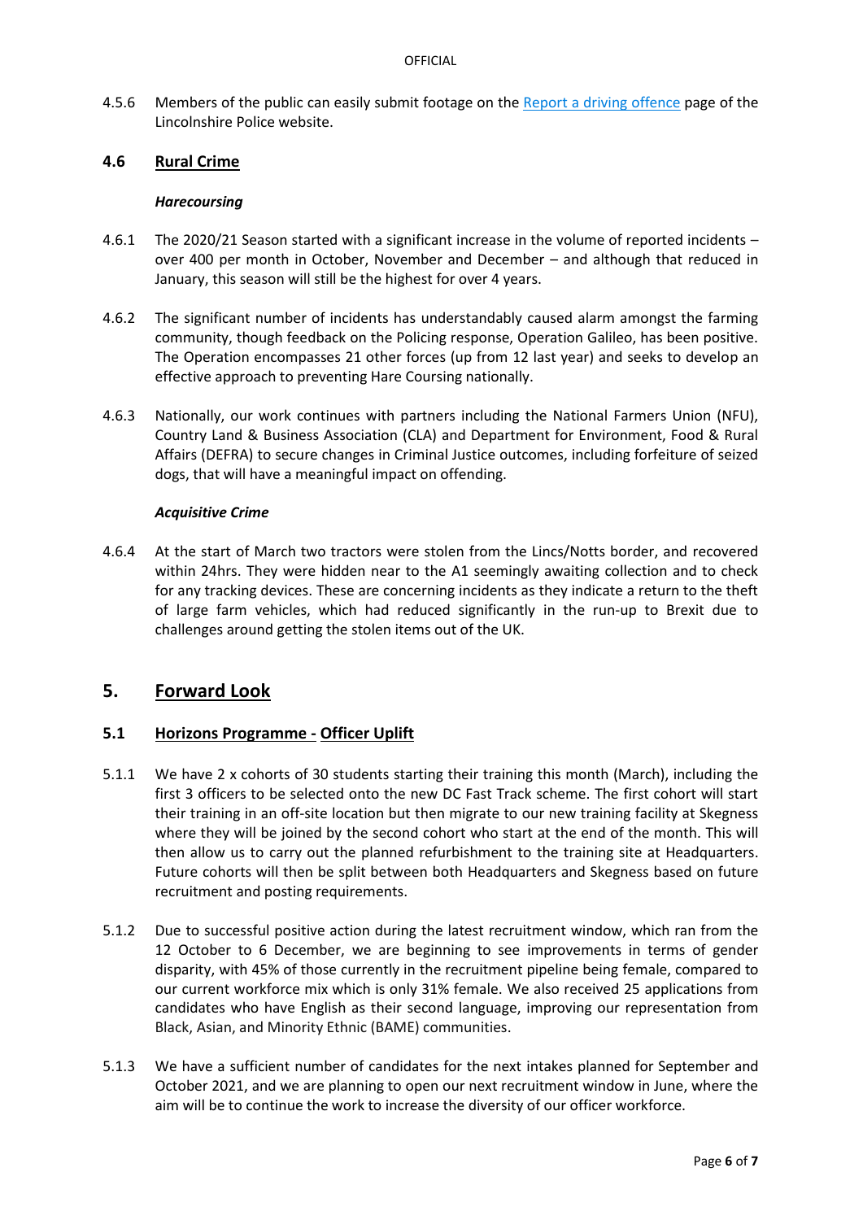4.5.6 Members of the public can easily submit footage on the [Report a driving offence]() page of the Lincolnshire Police website.

### 4.6 Rural Crime

***Harecoursing***

4.6.1 The 2020/21 Season started with a significant increase in the volume of reported incidents – over 400 per month in October, November and December – and although that reduced in January, this season will still be the highest for over 4 years.

4.6.2 The significant number of incidents has understandably caused alarm amongst the farming community, though feedback on the Policing response, Operation Galileo, has been positive. The Operation encompasses 21 other forces (up from 12 last year) and seeks to develop an effective approach to preventing Hare Coursing nationally.

4.6.3 Nationally, our work continues with partners including the National Farmers Union (NFU), Country Land & Business Association (CLA) and Department for Environment, Food & Rural Affairs (DEFRA) to secure changes in Criminal Justice outcomes, including forfeiture of seized dogs, that will have a meaningful impact on offending.

***Acquisitive Crime***

4.6.4 At the start of March two tractors were stolen from the Lincs/Notts border, and recovered within 24hrs. They were hidden near to the A1 seemingly awaiting collection and to check for any tracking devices. These are concerning incidents as they indicate a return to the theft of large farm vehicles, which had reduced significantly in the run-up to Brexit due to challenges around getting the stolen items out of the UK.

## 5. Forward Look

### 5.1 Horizons Programme - Officer Uplift

5.1.1 We have 2 x cohorts of 30 students starting their training this month (March), including the first 3 officers to be selected onto the new DC Fast Track scheme. The first cohort will start their training in an off-site location but then migrate to our new training facility at Skegness where they will be joined by the second cohort who start at the end of the month. This will then allow us to carry out the planned refurbishment to the training site at Headquarters. Future cohorts will then be split between both Headquarters and Skegness based on future recruitment and posting requirements.

5.1.2 Due to successful positive action during the latest recruitment window, which ran from the 12 October to 6 December, we are beginning to see improvements in terms of gender disparity, with 45% of those currently in the recruitment pipeline being female, compared to our current workforce mix which is only 31% female. We also received 25 applications from candidates who have English as their second language, improving our representation from Black, Asian, and Minority Ethnic (BAME) communities.

5.1.3 We have a sufficient number of candidates for the next intakes planned for September and October 2021, and we are planning to open our next recruitment window in June, where the aim will be to continue the work to increase the diversity of our officer workforce.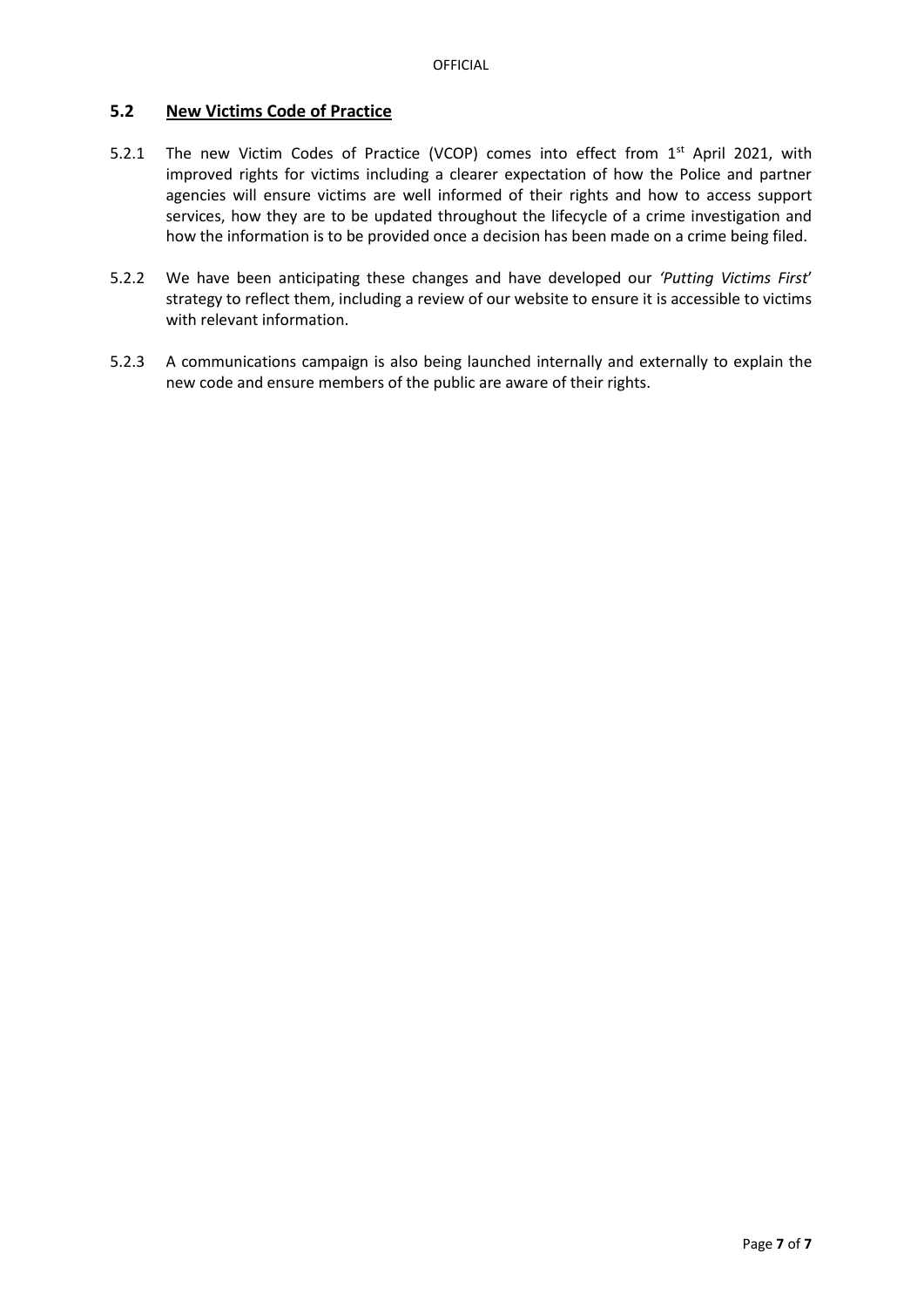## 5.2 New Victims Code of Practice

5.2.1 The new Victim Codes of Practice (VCOP) comes into effect from 1st April 2021, with improved rights for victims including a clearer expectation of how the Police and partner agencies will ensure victims are well informed of their rights and how to access support services, how they are to be updated throughout the lifecycle of a crime investigation and how the information is to be provided once a decision has been made on a crime being filed.

5.2.2 We have been anticipating these changes and have developed our *'Putting Victims First'* strategy to reflect them, including a review of our website to ensure it is accessible to victims with relevant information.

5.2.3 A communications campaign is also being launched internally and externally to explain the new code and ensure members of the public are aware of their rights.